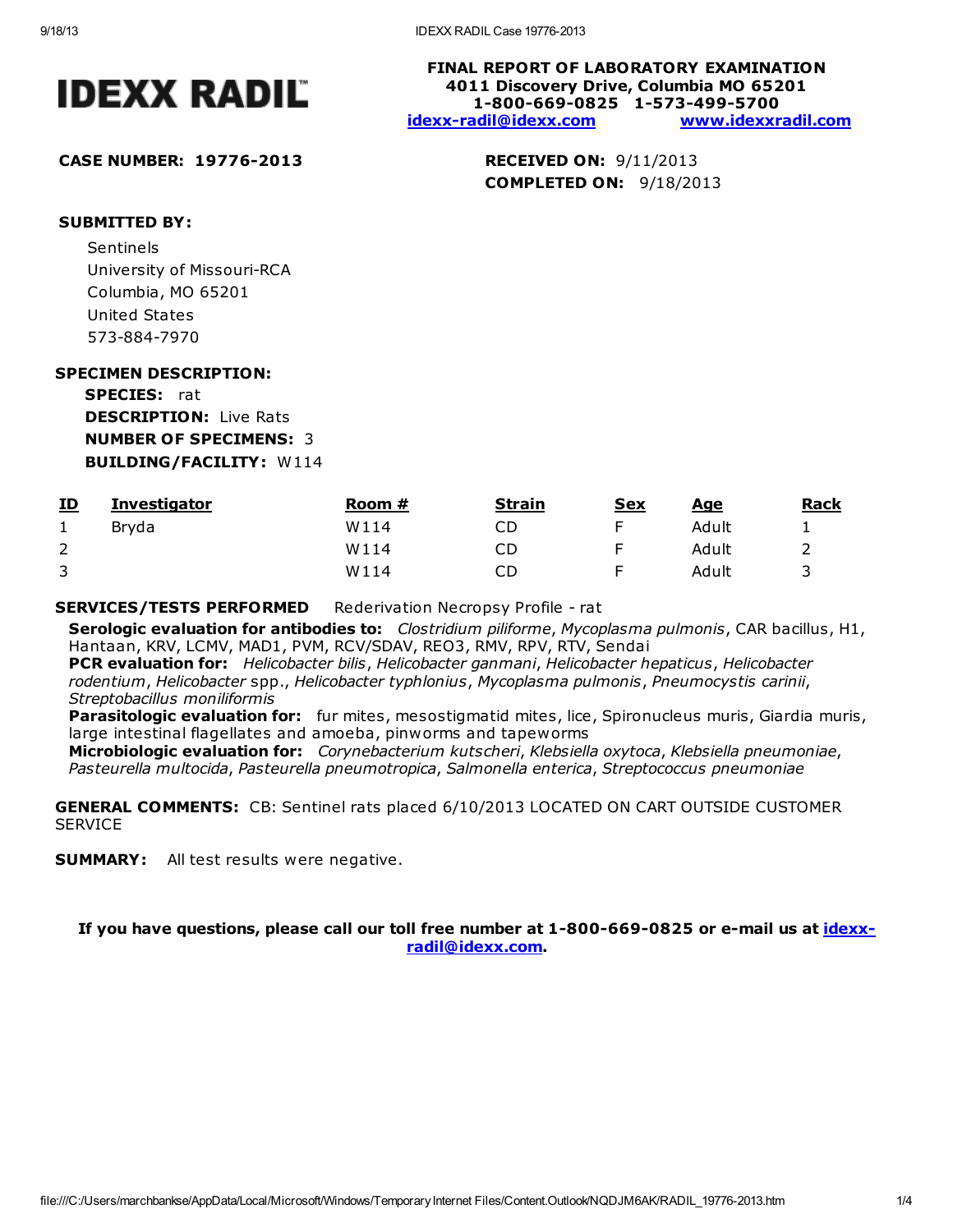# IDEXX RADIL

**FINAL REPORT OF LABORATORY EXAMINATION**
**4011 Discovery Drive, Columbia MO 65201**
**1-800-669-0825 1-573-499-5700**
idexx-radil@idexx.com www.idexxradil.com

**CASE NUMBER: 19776-2013**

**RECEIVED ON:** 9/11/2013
**COMPLETED ON:** 9/18/2013

**SUBMITTED BY:**

Sentinels
University of Missouri-RCA
Columbia, MO 65201
United States
573-884-7970

**SPECIMEN DESCRIPTION:**

**SPECIES:** rat
**DESCRIPTION:** Live Rats
**NUMBER OF SPECIMENS:** 3
**BUILDING/FACILITY:** W114

| ID | Investigator | Room # | Strain | Sex | Age | Rack |
|---|---|---|---|---|---|---|
| 1 | Bryda | W114 | CD | F | Adult | 1 |
| 2 | | W114 | CD | F | Adult | 2 |
| 3 | | W114 | CD | F | Adult | 3 |

**SERVICES/TESTS PERFORMED** Rederivation Necropsy Profile - rat

**Serologic evaluation for antibodies to:** *Clostridium piliforme*, *Mycoplasma pulmonis*, CAR bacillus, H1, Hantaan, KRV, LCMV, MAD1, PVM, RCV/SDAV, REO3, RMV, RPV, RTV, Sendai
**PCR evaluation for:** *Helicobacter bilis*, *Helicobacter ganmani*, *Helicobacter hepaticus*, *Helicobacter rodentium*, *Helicobacter* spp., *Helicobacter typhlonius*, *Mycoplasma pulmonis*, *Pneumocystis carinii*, *Streptobacillus moniliformis*
**Parasitologic evaluation for:** fur mites, mesostigmatid mites, lice, Spironucleus muris, Giardia muris, large intestinal flagellates and amoeba, pinworms and tapeworms
**Microbiologic evaluation for:** *Corynebacterium kutscheri*, *Klebsiella oxytoca*, *Klebsiella pneumoniae*, *Pasteurella multocida*, *Pasteurella pneumotropica*, *Salmonella enterica*, *Streptococcus pneumoniae*

**GENERAL COMMENTS:** CB: Sentinel rats placed 6/10/2013 LOCATED ON CART OUTSIDE CUSTOMER SERVICE

**SUMMARY:** All test results were negative.

**If you have questions, please call our toll free number at 1-800-669-0825 or e-mail us at idexx-radil@idexx.com.**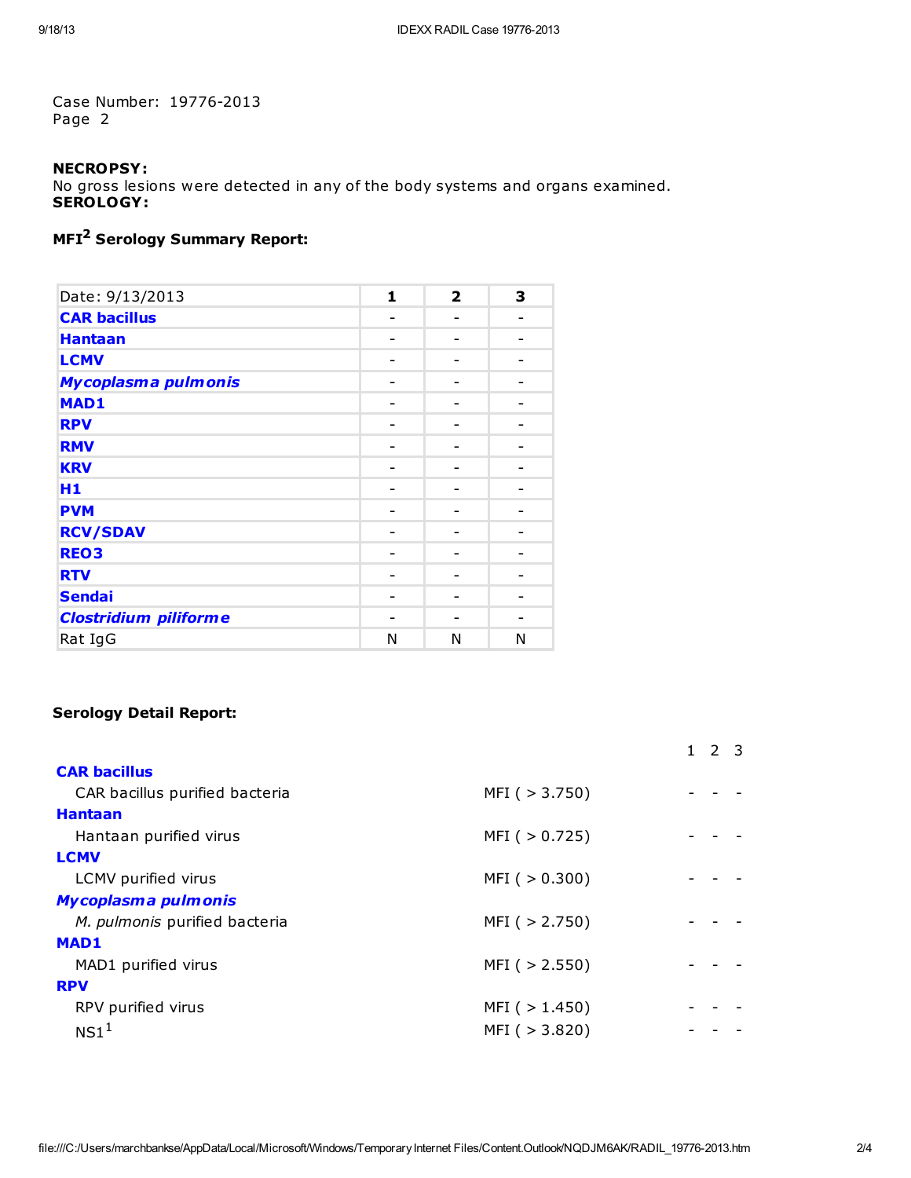Case Number: 19776-2013
Page 2

**NECROPSY:**
No gross lesions were detected in any of the body systems and organs examined.
**SEROLOGY:**

**MFI[2] Serology Summary Report:**

| Date: 9/13/2013 | 1 | 2 | 3 |
|---|---|---|---|
| **CAR bacillus** | - | - | - |
| **Hantaan** | - | - | - |
| **LCMV** | - | - | - |
| ***Mycoplasma pulmonis*** | - | - | - |
| **MAD1** | - | - | - |
| **RPV** | - | - | - |
| **RMV** | - | - | - |
| **KRV** | - | - | - |
| **H1** | - | - | - |
| **PVM** | - | - | - |
| **RCV/SDAV** | - | - | - |
| **REO3** | - | - | - |
| **RTV** | - | - | - |
| **Sendai** | - | - | - |
| ***Clostridium piliforme*** | - | - | - |
| Rat IgG | N | N | N |

**Serology Detail Report:**

| | | 1 | 2 | 3 |
|---|---|---|---|---|
| **CAR bacillus** | | | | |
| CAR bacillus purified bacteria | MFI ( > 3.750) | - | - | - |
| **Hantaan** | | | | |
| Hantaan purified virus | MFI ( > 0.725) | - | - | - |
| **LCMV** | | | | |
| LCMV purified virus | MFI ( > 0.300) | - | - | - |
| ***Mycoplasma pulmonis*** | | | | |
| *M. pulmonis* purified bacteria | MFI ( > 2.750) | - | - | - |
| **MAD1** | | | | |
| MAD1 purified virus | MFI ( > 2.550) | - | - | - |
| **RPV** | | | | |
| RPV purified virus | MFI ( > 1.450) | - | - | - |
| NS1[1] | MFI ( > 3.820) | - | - | - |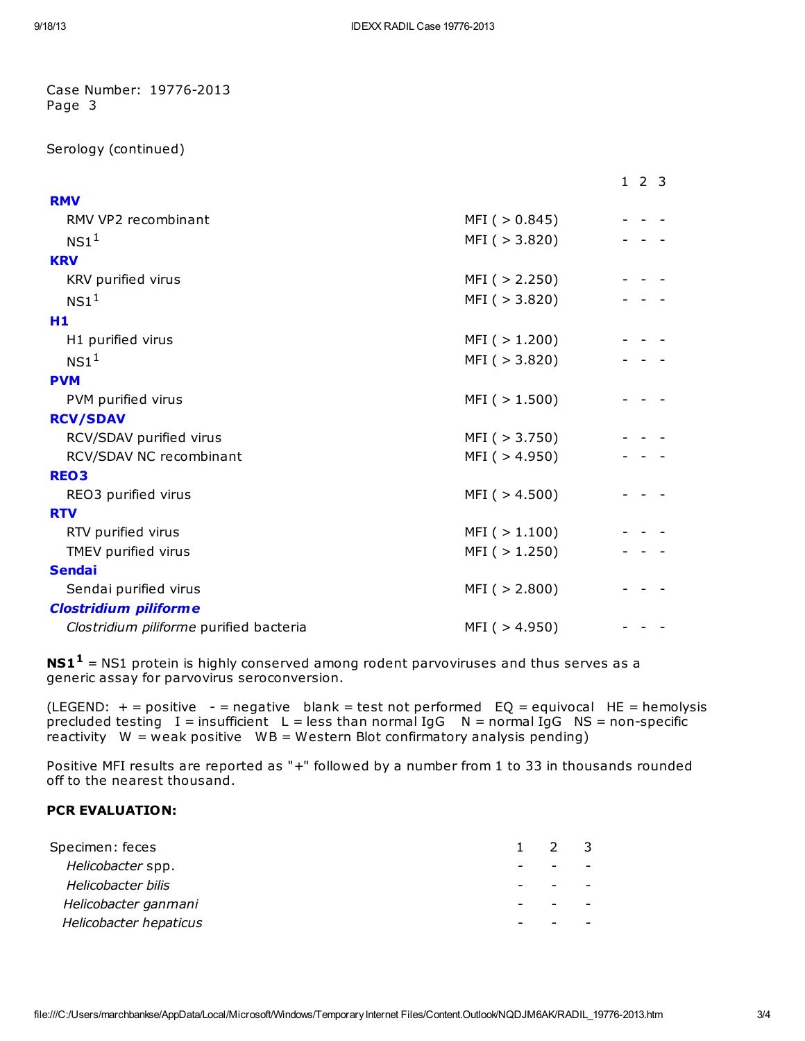Case Number: 19776-2013
Page 3

Serology (continued)

| | | 1 | 2 | 3 |
|---|---|---|---|---|
| **RMV** | | | | |
| RMV VP2 recombinant | MFI ( > 0.845) | - | - | - |
| NS1[1] | MFI ( > 3.820) | - | - | - |
| **KRV** | | | | |
| KRV purified virus | MFI ( > 2.250) | - | - | - |
| NS1[1] | MFI ( > 3.820) | - | - | - |
| **H1** | | | | |
| H1 purified virus | MFI ( > 1.200) | - | - | - |
| NS1[1] | MFI ( > 3.820) | - | - | - |
| **PVM** | | | | |
| PVM purified virus | MFI ( > 1.500) | - | - | - |
| **RCV/SDAV** | | | | |
| RCV/SDAV purified virus | MFI ( > 3.750) | - | - | - |
| RCV/SDAV NC recombinant | MFI ( > 4.950) | - | - | - |
| **REO3** | | | | |
| REO3 purified virus | MFI ( > 4.500) | - | - | - |
| **RTV** | | | | |
| RTV purified virus | MFI ( > 1.100) | - | - | - |
| TMEV purified virus | MFI ( > 1.250) | - | - | - |
| **Sendai** | | | | |
| Sendai purified virus | MFI ( > 2.800) | - | - | - |
| ***Clostridium piliforme*** | | | | |
| *Clostridium piliforme* purified bacteria | MFI ( > 4.950) | - | - | - |

**NS1[1]** = NS1 protein is highly conserved among rodent parvoviruses and thus serves as a generic assay for parvovirus seroconversion.

(LEGEND: + = positive - = negative blank = test not performed EQ = equivocal HE = hemolysis precluded testing I = insufficient L = less than normal IgG N = normal IgG NS = non-specific reactivity W = weak positive WB = Western Blot confirmatory analysis pending)

Positive MFI results are reported as "+" followed by a number from 1 to 33 in thousands rounded off to the nearest thousand.

**PCR EVALUATION:**

| Specimen: feces | 1 | 2 | 3 |
|---|---|---|---|
| *Helicobacter* spp. | - | - | - |
| *Helicobacter bilis* | - | - | - |
| *Helicobacter ganmani* | - | - | - |
| *Helicobacter hepaticus* | - | - | - |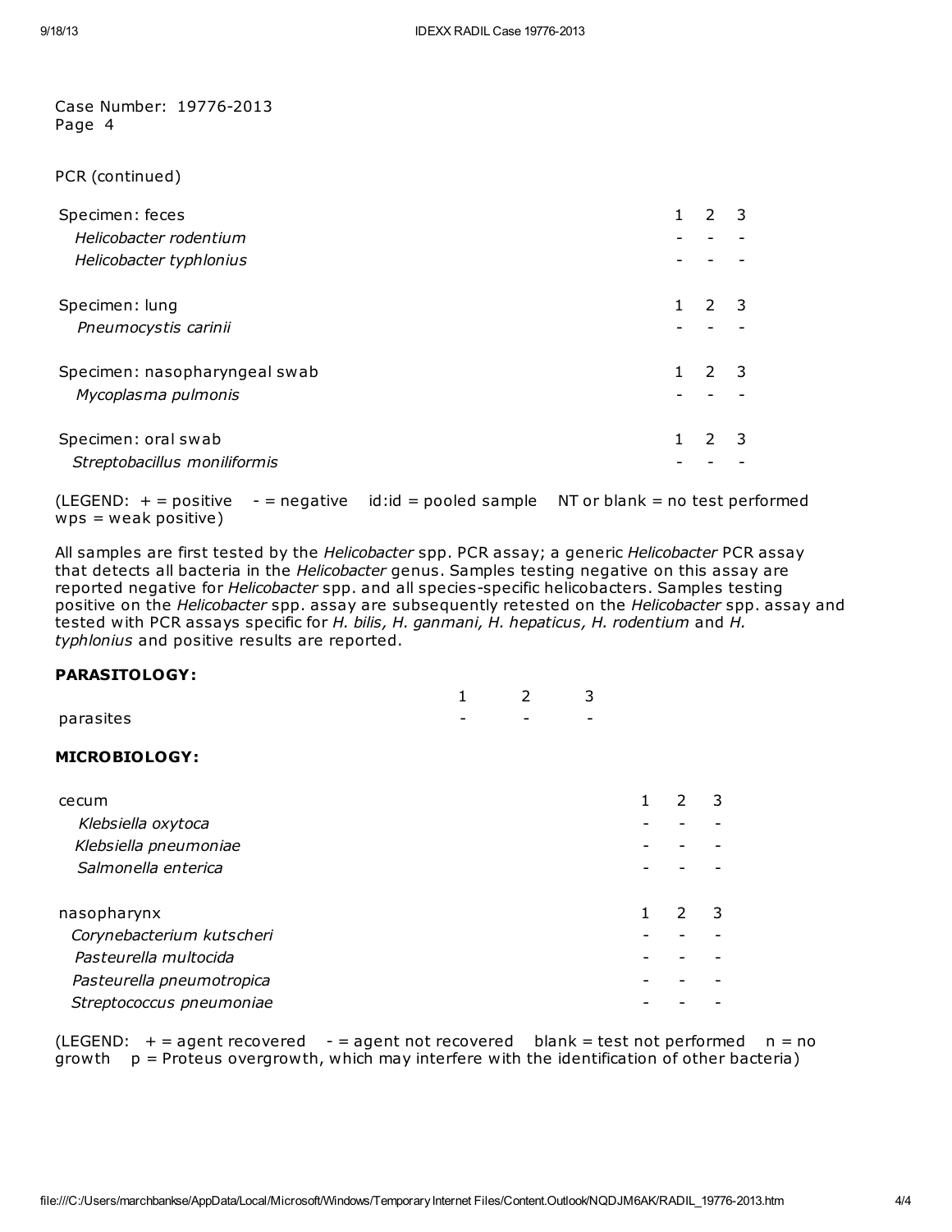Case Number: 19776-2013
Page 4

PCR (continued)

| Specimen: feces | 1 | 2 | 3 |
|---|---|---|---|
| *Helicobacter rodentium* | - | - | - |
| *Helicobacter typhlonius* | - | - | - |

| Specimen: lung | 1 | 2 | 3 |
|---|---|---|---|
| *Pneumocystis carinii* | - | - | - |

| Specimen: nasopharyngeal swab | 1 | 2 | 3 |
|---|---|---|---|
| *Mycoplasma pulmonis* | - | - | - |

| Specimen: oral swab | 1 | 2 | 3 |
|---|---|---|---|
| *Streptobacillus moniliformis* | - | - | - |

(LEGEND: + = positive - = negative id:id = pooled sample NT or blank = no test performed wps = weak positive)

All samples are first tested by the *Helicobacter* spp. PCR assay; a generic *Helicobacter* PCR assay that detects all bacteria in the *Helicobacter* genus. Samples testing negative on this assay are reported negative for *Helicobacter* spp. and all species-specific helicobacters. Samples testing positive on the *Helicobacter* spp. assay are subsequently retested on the *Helicobacter* spp. assay and tested with PCR assays specific for *H. bilis, H. ganmani, H. hepaticus, H. rodentium* and *H. typhlonius* and positive results are reported.

**PARASITOLOGY:**

| | 1 | 2 | 3 |
|---|---|---|---|
| parasites | - | - | - |

**MICROBIOLOGY:**

| cecum | 1 | 2 | 3 |
|---|---|---|---|
| *Klebsiella oxytoca* | - | - | - |
| *Klebsiella pneumoniae* | - | - | - |
| *Salmonella enterica* | - | - | - |

| nasopharynx | 1 | 2 | 3 |
|---|---|---|---|
| *Corynebacterium kutscheri* | - | - | - |
| *Pasteurella multocida* | - | - | - |
| *Pasteurella pneumotropica* | - | - | - |
| *Streptococcus pneumoniae* | - | - | - |

(LEGEND: + = agent recovered - = agent not recovered blank = test not performed n = no growth p = Proteus overgrowth, which may interfere with the identification of other bacteria)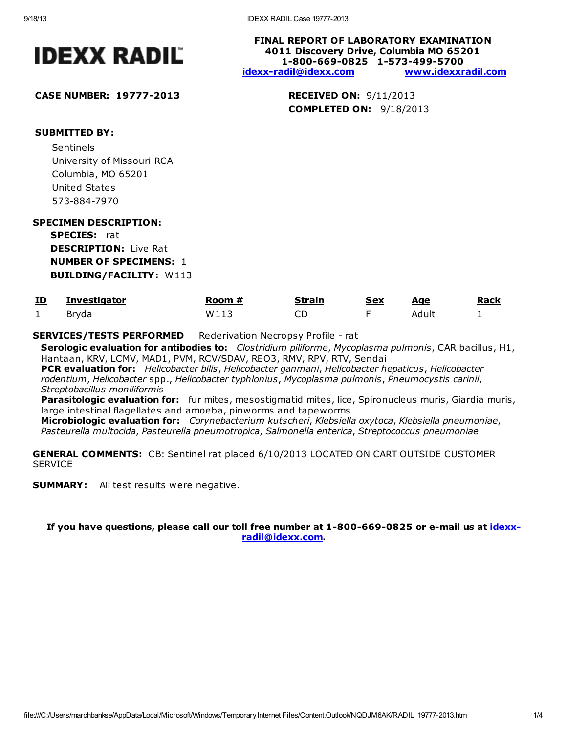# IDEXX RADIL

**FINAL REPORT OF LABORATORY EXAMINATION**
**4011 Discovery Drive, Columbia MO 65201**
**1-800-669-0825 1-573-499-5700**
**idexx-radil@idexx.com** **www.idexxradil.com**

**CASE NUMBER: 19777-2013**

**RECEIVED ON:** 9/11/2013
**COMPLETED ON:** 9/18/2013

**SUBMITTED BY:**

Sentinels
University of Missouri-RCA
Columbia, MO 65201
United States
573-884-7970

**SPECIMEN DESCRIPTION:**

**SPECIES:** rat
**DESCRIPTION:** Live Rat
**NUMBER OF SPECIMENS:** 1
**BUILDING/FACILITY:** W113

| ID | Investigator | Room # | Strain | Sex | Age | Rack |
|---|---|---|---|---|---|---|
| 1 | Bryda | W113 | CD | F | Adult | 1 |

**SERVICES/TESTS PERFORMED** Rederivation Necropsy Profile - rat

**Serologic evaluation for antibodies to:** *Clostridium piliforme*, *Mycoplasma pulmonis*, CAR bacillus, H1, Hantaan, KRV, LCMV, MAD1, PVM, RCV/SDAV, REO3, RMV, RPV, RTV, Sendai
**PCR evaluation for:** *Helicobacter bilis*, *Helicobacter ganmani*, *Helicobacter hepaticus*, *Helicobacter rodentium*, *Helicobacter* spp., *Helicobacter typhlonius*, *Mycoplasma pulmonis*, *Pneumocystis carinii*, *Streptobacillus moniliformis*
**Parasitologic evaluation for:** fur mites, mesostigmatid mites, lice, Spironucleus muris, Giardia muris, large intestinal flagellates and amoeba, pinworms and tapeworms
**Microbiologic evaluation for:** *Corynebacterium kutscheri*, *Klebsiella oxytoca*, *Klebsiella pneumoniae*, *Pasteurella multocida*, *Pasteurella pneumotropica*, *Salmonella enterica*, *Streptococcus pneumoniae*

**GENERAL COMMENTS:** CB: Sentinel rat placed 6/10/2013 LOCATED ON CART OUTSIDE CUSTOMER SERVICE

**SUMMARY:** All test results were negative.

**If you have questions, please call our toll free number at 1-800-669-0825 or e-mail us at idexx-radil@idexx.com.**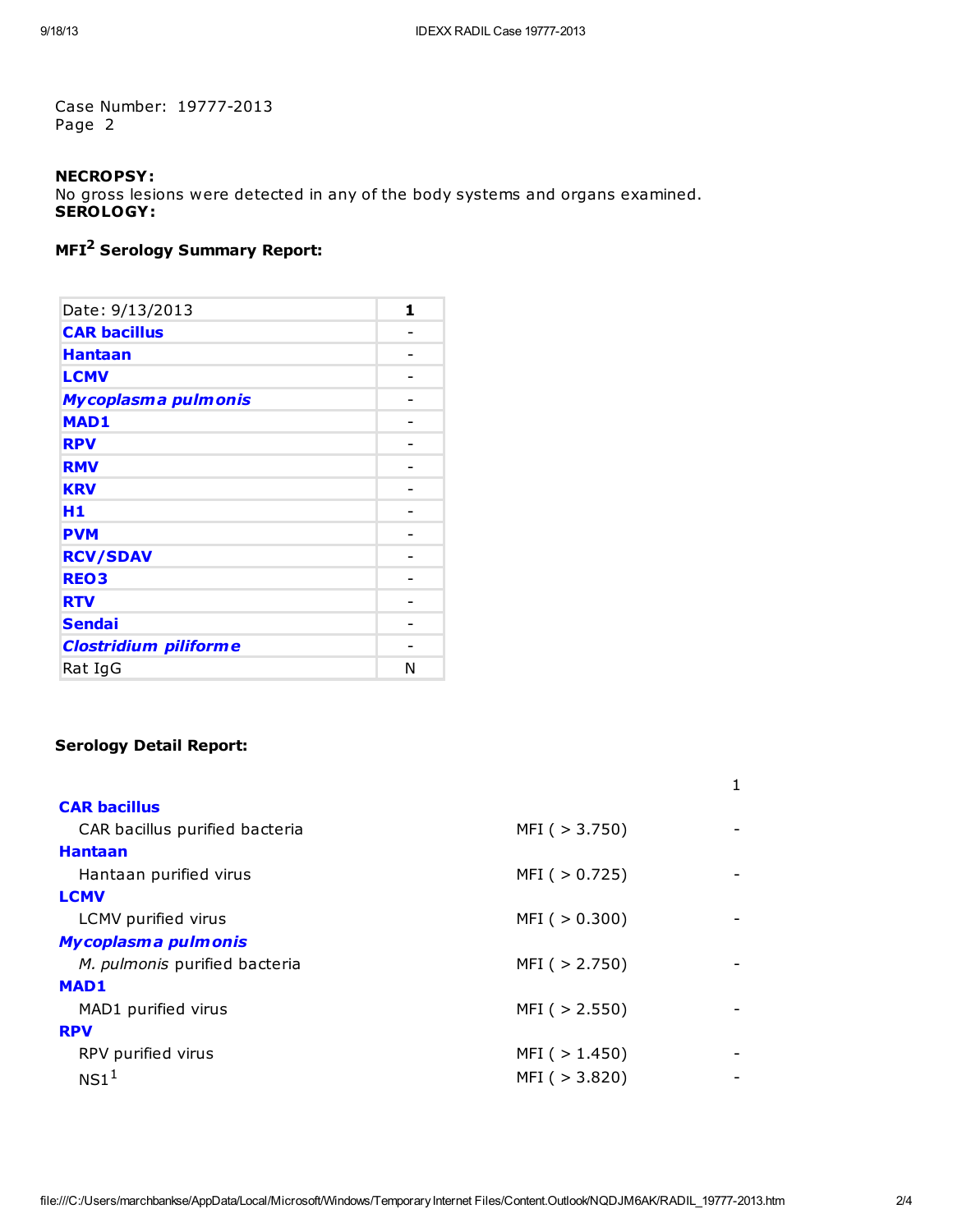Case Number: 19777-2013
Page 2

**NECROPSY:**
No gross lesions were detected in any of the body systems and organs examined.
**SEROLOGY:**

**MFI[2] Serology Summary Report:**

| Date: 9/13/2013 | **1** |
|---|---|
| **CAR bacillus** | - |
| **Hantaan** | - |
| **LCMV** | - |
| ***Mycoplasma pulmonis*** | - |
| **MAD1** | - |
| **RPV** | - |
| **RMV** | - |
| **KRV** | - |
| **H1** | - |
| **PVM** | - |
| **RCV/SDAV** | - |
| **REO3** | - |
| **RTV** | - |
| **Sendai** | - |
| ***Clostridium piliforme*** | - |
| Rat IgG | N |

**Serology Detail Report:**

| | | 1 |
|---|---|---|
| **CAR bacillus** | | |
| CAR bacillus purified bacteria | MFI ( > 3.750) | - |
| **Hantaan** | | |
| Hantaan purified virus | MFI ( > 0.725) | - |
| **LCMV** | | |
| LCMV purified virus | MFI ( > 0.300) | - |
| ***Mycoplasma pulmonis*** | | |
| *M. pulmonis* purified bacteria | MFI ( > 2.750) | - |
| **MAD1** | | |
| MAD1 purified virus | MFI ( > 2.550) | - |
| **RPV** | | |
| RPV purified virus | MFI ( > 1.450) | - |
| NS1[1] | MFI ( > 3.820) | - |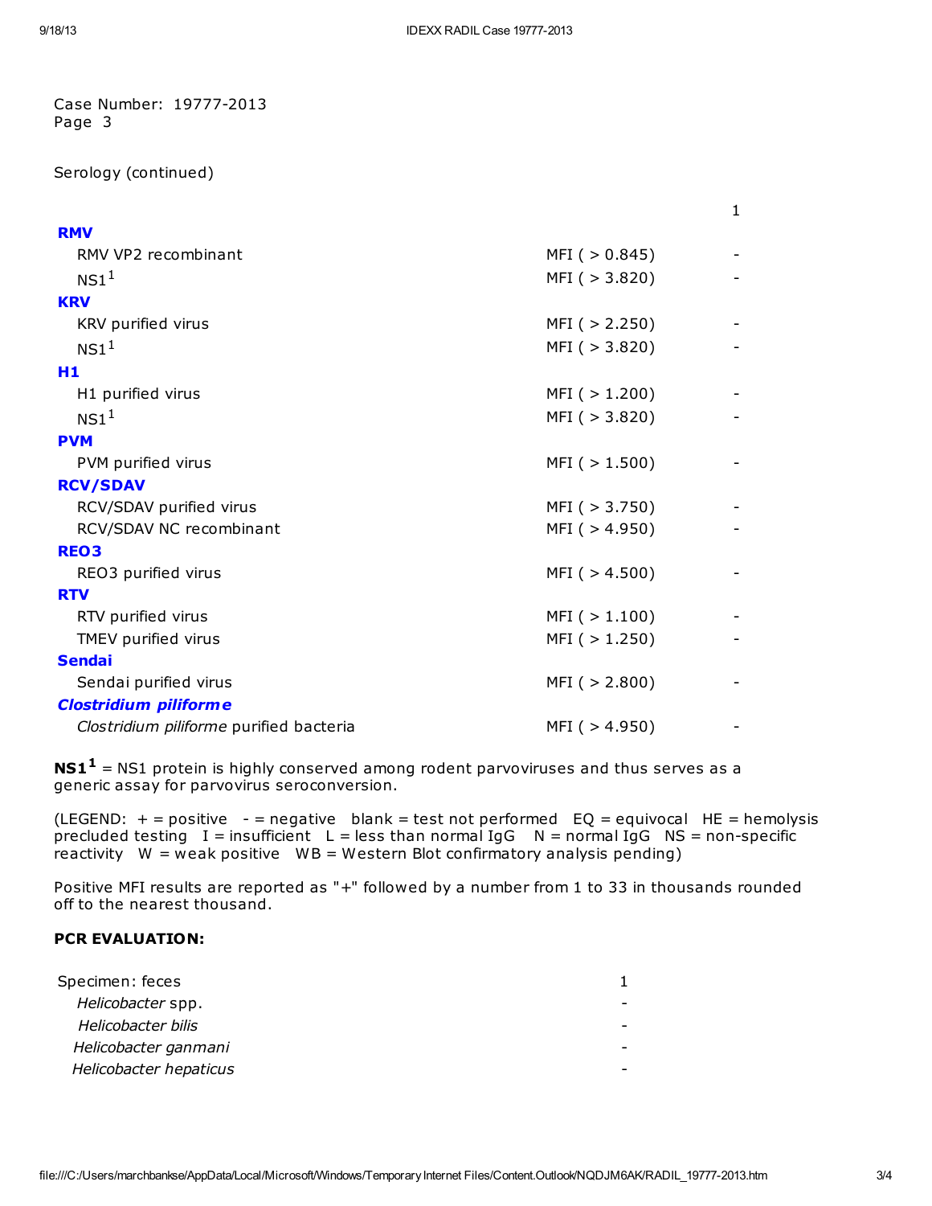Case Number: 19777-2013
Page 3

Serology (continued)

| | | 1 |
|---|---|---|
| **RMV** | | |
| RMV VP2 recombinant | MFI ( > 0.845) | - |
| NS1[1] | MFI ( > 3.820) | - |
| **KRV** | | |
| KRV purified virus | MFI ( > 2.250) | - |
| NS1[1] | MFI ( > 3.820) | - |
| **H1** | | |
| H1 purified virus | MFI ( > 1.200) | - |
| NS1[1] | MFI ( > 3.820) | - |
| **PVM** | | |
| PVM purified virus | MFI ( > 1.500) | - |
| **RCV/SDAV** | | |
| RCV/SDAV purified virus | MFI ( > 3.750) | - |
| RCV/SDAV NC recombinant | MFI ( > 4.950) | - |
| **REO3** | | |
| REO3 purified virus | MFI ( > 4.500) | - |
| **RTV** | | |
| RTV purified virus | MFI ( > 1.100) | - |
| TMEV purified virus | MFI ( > 1.250) | - |
| **Sendai** | | |
| Sendai purified virus | MFI ( > 2.800) | - |
| ***Clostridium piliforme*** | | |
| *Clostridium piliforme* purified bacteria | MFI ( > 4.950) | - |

**NS1[1]** = NS1 protein is highly conserved among rodent parvoviruses and thus serves as a generic assay for parvovirus seroconversion.

(LEGEND: + = positive - = negative blank = test not performed EQ = equivocal HE = hemolysis precluded testing I = insufficient L = less than normal IgG N = normal IgG NS = non-specific reactivity W = weak positive WB = Western Blot confirmatory analysis pending)

Positive MFI results are reported as "+" followed by a number from 1 to 33 in thousands rounded off to the nearest thousand.

**PCR EVALUATION:**

| Specimen: feces | 1 |
|---|---|
| *Helicobacter* spp. | - |
| *Helicobacter bilis* | - |
| *Helicobacter ganmani* | - |
| *Helicobacter hepaticus* | - |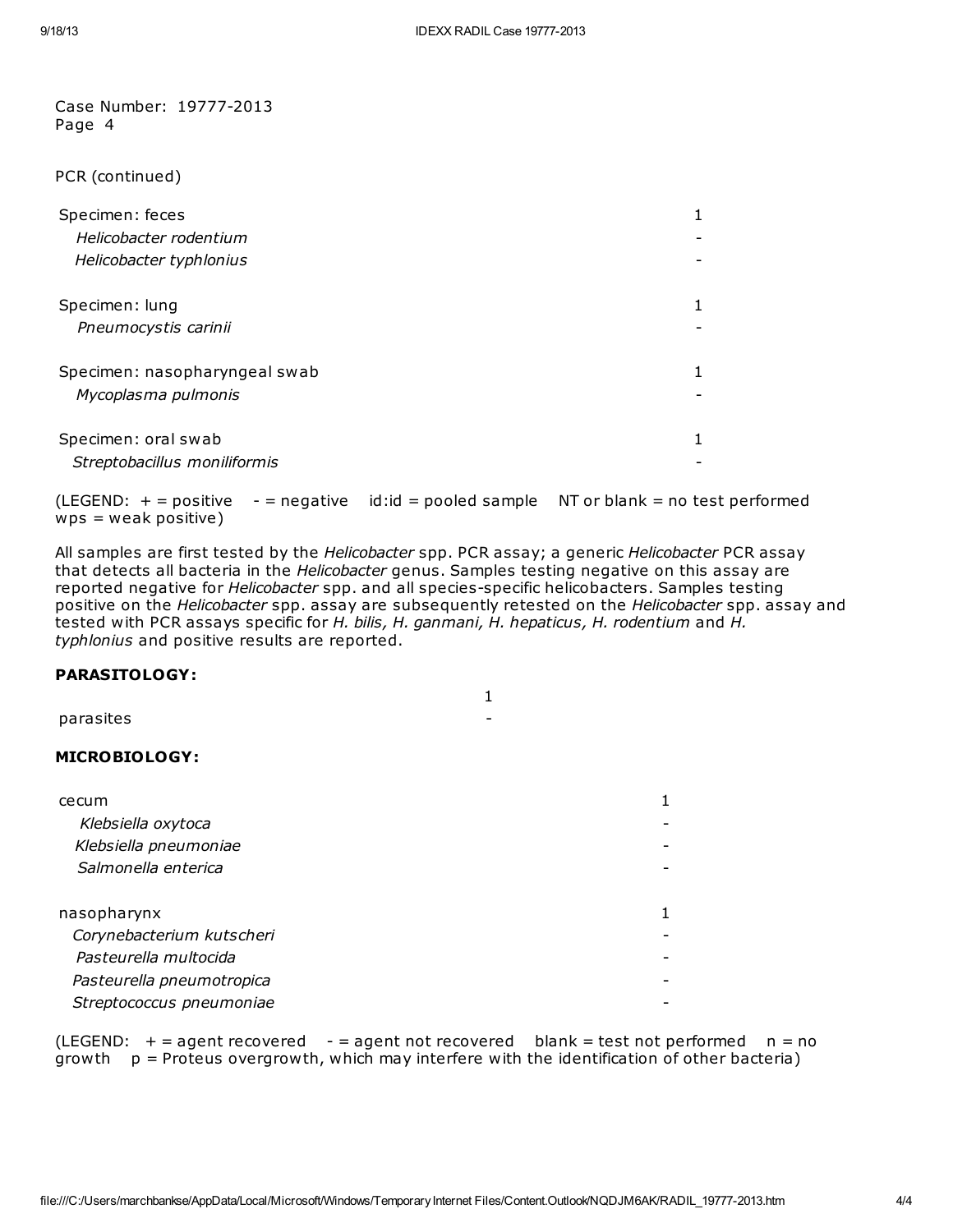Case Number: 19777-2013
Page 4

PCR (continued)

| Specimen: feces | 1 |
|---|---|
| *Helicobacter rodentium* | - |
| *Helicobacter typhlonius* | - |

| Specimen: lung | 1 |
|---|---|
| *Pneumocystis carinii* | - |

| Specimen: nasopharyngeal swab | 1 |
|---|---|
| *Mycoplasma pulmonis* | - |

| Specimen: oral swab | 1 |
|---|---|
| *Streptobacillus moniliformis* | - |

(LEGEND: + = positive - = negative id:id = pooled sample NT or blank = no test performed wps = weak positive)

All samples are first tested by the *Helicobacter* spp. PCR assay; a generic *Helicobacter* PCR assay that detects all bacteria in the *Helicobacter* genus. Samples testing negative on this assay are reported negative for *Helicobacter* spp. and all species-specific helicobacters. Samples testing positive on the *Helicobacter* spp. assay are subsequently retested on the *Helicobacter* spp. assay and tested with PCR assays specific for *H. bilis, H. ganmani, H. hepaticus, H. rodentium* and *H. typhlonius* and positive results are reported.

**PARASITOLOGY:**

| | 1 |
|---|---|
| parasites | - |

**MICROBIOLOGY:**

| cecum | 1 |
|---|---|
| *Klebsiella oxytoca* | - |
| *Klebsiella pneumoniae* | - |
| *Salmonella enterica* | - |

| nasopharynx | 1 |
|---|---|
| *Corynebacterium kutscheri* | - |
| *Pasteurella multocida* | - |
| *Pasteurella pneumotropica* | - |
| *Streptococcus pneumoniae* | - |

(LEGEND: + = agent recovered - = agent not recovered blank = test not performed n = no growth p = Proteus overgrowth, which may interfere with the identification of other bacteria)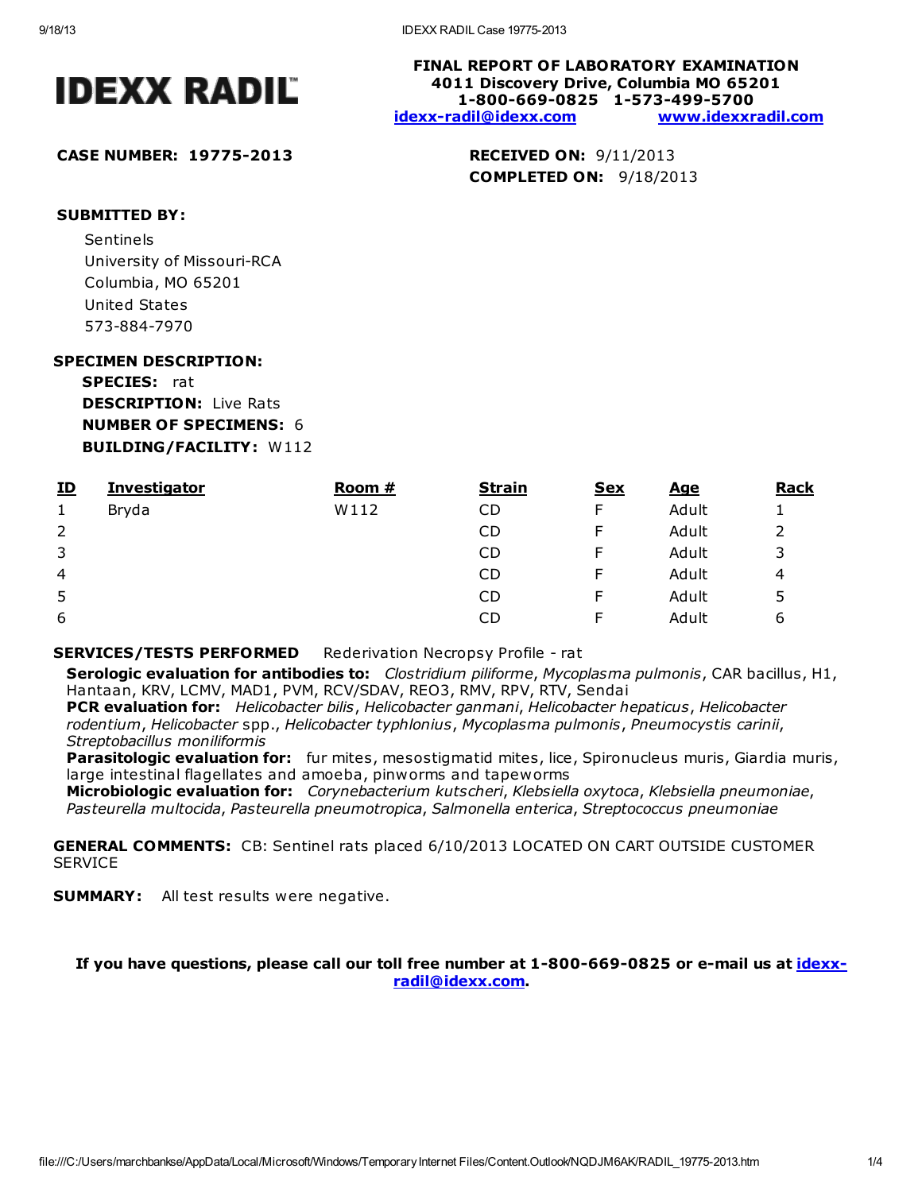# IDEXX RADIL

**FINAL REPORT OF LABORATORY EXAMINATION**
**4011 Discovery Drive, Columbia MO 65201**
**1-800-669-0825 1-573-499-5700**
idexx-radil@idexx.com www.idexxradil.com

**CASE NUMBER: 19775-2013**

**RECEIVED ON:** 9/11/2013
**COMPLETED ON:** 9/18/2013

**SUBMITTED BY:**

Sentinels
University of Missouri-RCA
Columbia, MO 65201
United States
573-884-7970

**SPECIMEN DESCRIPTION:**

**SPECIES:** rat
**DESCRIPTION:** Live Rats
**NUMBER OF SPECIMENS:** 6
**BUILDING/FACILITY:** W112

| ID | Investigator | Room # | Strain | Sex | Age | Rack |
|---|---|---|---|---|---|---|
| 1 | Bryda | W112 | CD | F | Adult | 1 |
| 2 | | | CD | F | Adult | 2 |
| 3 | | | CD | F | Adult | 3 |
| 4 | | | CD | F | Adult | 4 |
| 5 | | | CD | F | Adult | 5 |
| 6 | | | CD | F | Adult | 6 |

**SERVICES/TESTS PERFORMED** Rederivation Necropsy Profile - rat

**Serologic evaluation for antibodies to:** *Clostridium piliforme*, *Mycoplasma pulmonis*, CAR bacillus, H1, Hantaan, KRV, LCMV, MAD1, PVM, RCV/SDAV, REO3, RMV, RPV, RTV, Sendai
**PCR evaluation for:** *Helicobacter bilis*, *Helicobacter ganmani*, *Helicobacter hepaticus*, *Helicobacter rodentium*, *Helicobacter* spp., *Helicobacter typhlonius*, *Mycoplasma pulmonis*, *Pneumocystis carinii*, *Streptobacillus moniliformis*
**Parasitologic evaluation for:** fur mites, mesostigmatid mites, lice, Spironucleus muris, Giardia muris, large intestinal flagellates and amoeba, pinworms and tapeworms
**Microbiologic evaluation for:** *Corynebacterium kutscheri*, *Klebsiella oxytoca*, *Klebsiella pneumoniae*, *Pasteurella multocida*, *Pasteurella pneumotropica*, *Salmonella enterica*, *Streptococcus pneumoniae*

**GENERAL COMMENTS:** CB: Sentinel rats placed 6/10/2013 LOCATED ON CART OUTSIDE CUSTOMER SERVICE

**SUMMARY:** All test results were negative.

**If you have questions, please call our toll free number at 1-800-669-0825 or e-mail us at idexx-radil@idexx.com.**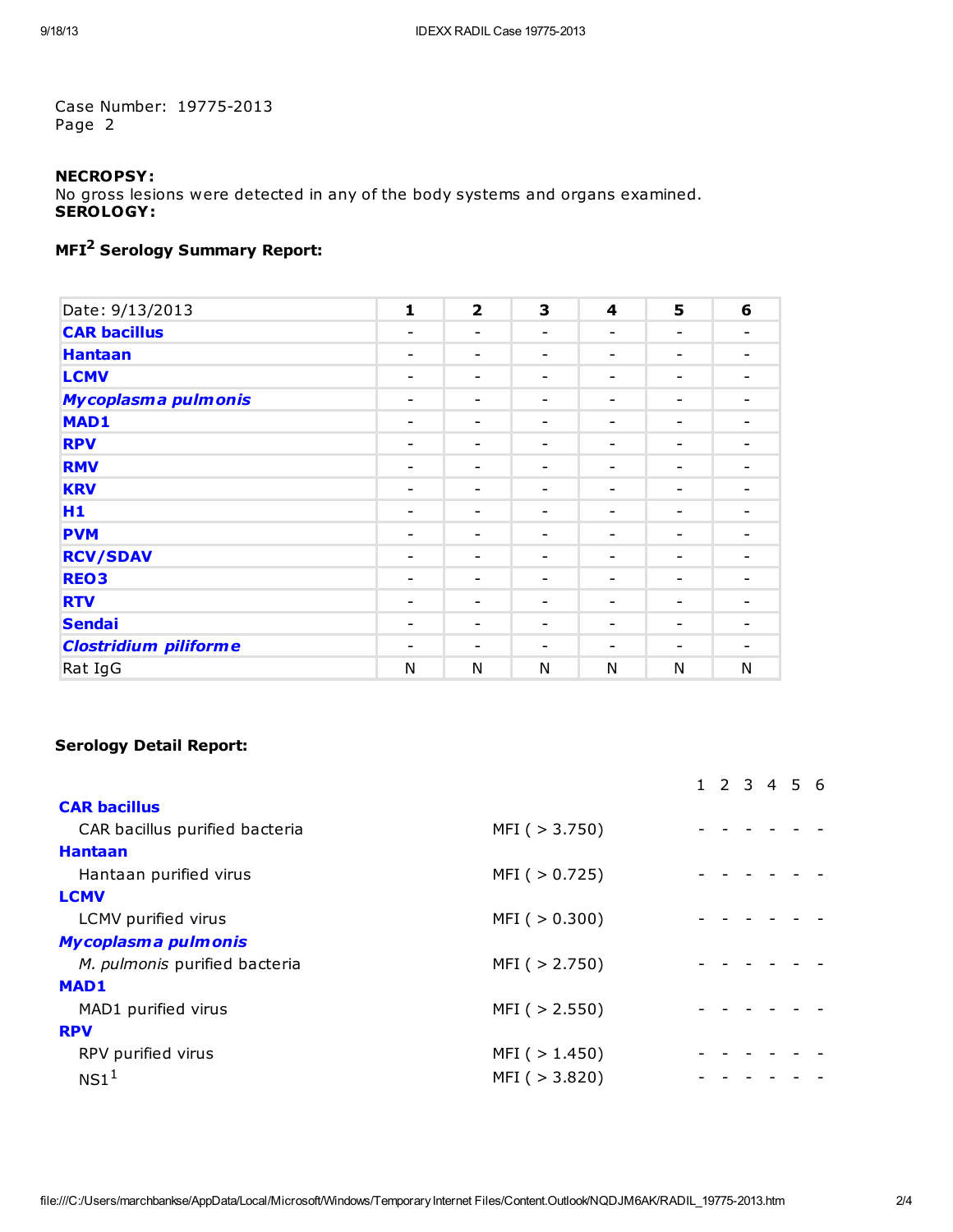Case Number: 19775-2013
Page 2

**NECROPSY:**
No gross lesions were detected in any of the body systems and organs examined.
**SEROLOGY:**

### MFI[2] Serology Summary Report:

| Date: 9/13/2013 | 1 | 2 | 3 | 4 | 5 | 6 |
|---|---|---|---|---|---|---|
| **CAR bacillus** | - | - | - | - | - | - |
| **Hantaan** | - | - | - | - | - | - |
| **LCMV** | - | - | - | - | - | - |
| ***Mycoplasma pulmonis*** | - | - | - | - | - | - |
| **MAD1** | - | - | - | - | - | - |
| **RPV** | - | - | - | - | - | - |
| **RMV** | - | - | - | - | - | - |
| **KRV** | - | - | - | - | - | - |
| **H1** | - | - | - | - | - | - |
| **PVM** | - | - | - | - | - | - |
| **RCV/SDAV** | - | - | - | - | - | - |
| **REO3** | - | - | - | - | - | - |
| **RTV** | - | - | - | - | - | - |
| **Sendai** | - | - | - | - | - | - |
| ***Clostridium piliforme*** | - | - | - | - | - | - |
| Rat IgG | N | N | N | N | N | N |

### Serology Detail Report:

| | | 1 | 2 | 3 | 4 | 5 | 6 |
|---|---|---|---|---|---|---|---|
| **CAR bacillus** | | | | | | | |
| CAR bacillus purified bacteria | MFI ( > 3.750) | - | - | - | - | - | - |
| **Hantaan** | | | | | | | |
| Hantaan purified virus | MFI ( > 0.725) | - | - | - | - | - | - |
| **LCMV** | | | | | | | |
| LCMV purified virus | MFI ( > 0.300) | - | - | - | - | - | - |
| ***Mycoplasma pulmonis*** | | | | | | | |
| *M. pulmonis* purified bacteria | MFI ( > 2.750) | - | - | - | - | - | - |
| **MAD1** | | | | | | | |
| MAD1 purified virus | MFI ( > 2.550) | - | - | - | - | - | - |
| **RPV** | | | | | | | |
| RPV purified virus | MFI ( > 1.450) | - | - | - | - | - | - |
| NS1[1] | MFI ( > 3.820) | - | - | - | - | - | - |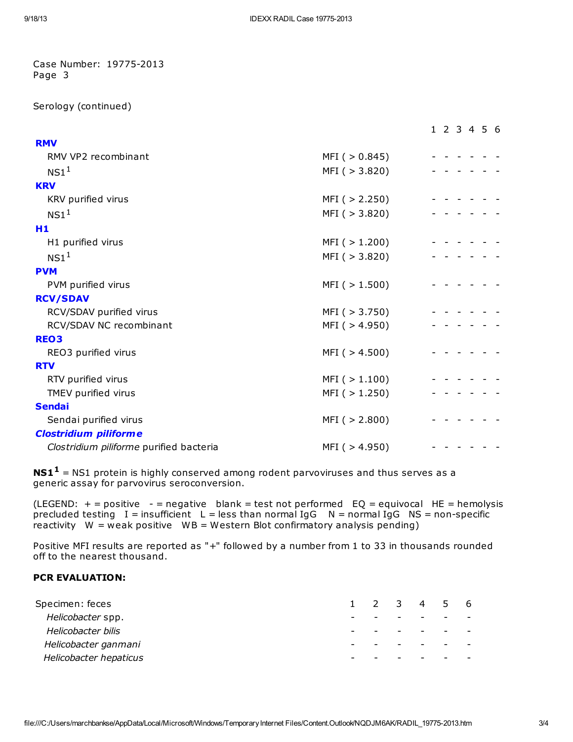Case Number: 19775-2013
Page 3

Serology (continued)

| | | 1 | 2 | 3 | 4 | 5 | 6 |
|---|---|---|---|---|---|---|---|
| **RMV** | | | | | | | |
| RMV VP2 recombinant | MFI ( > 0.845) | - | - | - | - | - | - |
| NS1[1] | MFI ( > 3.820) | - | - | - | - | - | - |
| **KRV** | | | | | | | |
| KRV purified virus | MFI ( > 2.250) | - | - | - | - | - | - |
| NS1[1] | MFI ( > 3.820) | - | - | - | - | - | - |
| **H1** | | | | | | | |
| H1 purified virus | MFI ( > 1.200) | - | - | - | - | - | - |
| NS1[1] | MFI ( > 3.820) | - | - | - | - | - | - |
| **PVM** | | | | | | | |
| PVM purified virus | MFI ( > 1.500) | - | - | - | - | - | - |
| **RCV/SDAV** | | | | | | | |
| RCV/SDAV purified virus | MFI ( > 3.750) | - | - | - | - | - | - |
| RCV/SDAV NC recombinant | MFI ( > 4.950) | - | - | - | - | - | - |
| **REO3** | | | | | | | |
| REO3 purified virus | MFI ( > 4.500) | - | - | - | - | - | - |
| **RTV** | | | | | | | |
| RTV purified virus | MFI ( > 1.100) | - | - | - | - | - | - |
| TMEV purified virus | MFI ( > 1.250) | - | - | - | - | - | - |
| **Sendai** | | | | | | | |
| Sendai purified virus | MFI ( > 2.800) | - | - | - | - | - | - |
| ***Clostridium piliforme*** | | | | | | | |
| *Clostridium piliforme* purified bacteria | MFI ( > 4.950) | - | - | - | - | - | - |

**NS1[1]** = NS1 protein is highly conserved among rodent parvoviruses and thus serves as a generic assay for parvovirus seroconversion.

(LEGEND: + = positive - = negative blank = test not performed EQ = equivocal HE = hemolysis precluded testing I = insufficient L = less than normal IgG N = normal IgG NS = non-specific reactivity W = weak positive WB = Western Blot confirmatory analysis pending)

Positive MFI results are reported as "+" followed by a number from 1 to 33 in thousands rounded off to the nearest thousand.

**PCR EVALUATION:**

| Specimen: feces | 1 | 2 | 3 | 4 | 5 | 6 |
|---|---|---|---|---|---|---|
| *Helicobacter* spp. | - | - | - | - | - | - |
| *Helicobacter bilis* | - | - | - | - | - | - |
| *Helicobacter ganmani* | - | - | - | - | - | - |
| *Helicobacter hepaticus* | - | - | - | - | - | - |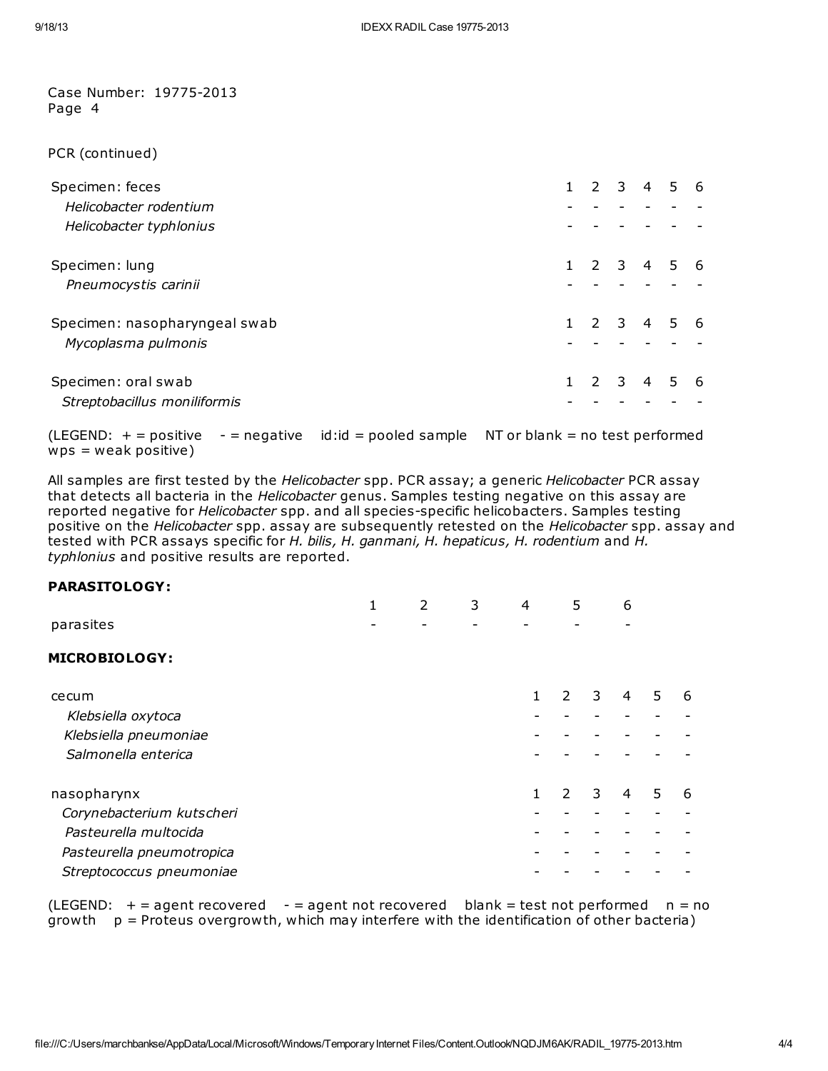Case Number: 19775-2013
Page 4

PCR (continued)

| Specimen: feces | 1 | 2 | 3 | 4 | 5 | 6 |
|---|---|---|---|---|---|---|
| *Helicobacter rodentium* | - | - | - | - | - | - |
| *Helicobacter typhlonius* | - | - | - | - | - | - |

| Specimen: lung | 1 | 2 | 3 | 4 | 5 | 6 |
|---|---|---|---|---|---|---|
| *Pneumocystis carinii* | - | - | - | - | - | - |

| Specimen: nasopharyngeal swab | 1 | 2 | 3 | 4 | 5 | 6 |
|---|---|---|---|---|---|---|
| *Mycoplasma pulmonis* | - | - | - | - | - | - |

| Specimen: oral swab | 1 | 2 | 3 | 4 | 5 | 6 |
|---|---|---|---|---|---|---|
| *Streptobacillus moniliformis* | - | - | - | - | - | - |

(LEGEND: + = positive - = negative id:id = pooled sample NT or blank = no test performed wps = weak positive)

All samples are first tested by the *Helicobacter* spp. PCR assay; a generic *Helicobacter* PCR assay that detects all bacteria in the *Helicobacter* genus. Samples testing negative on this assay are reported negative for *Helicobacter* spp. and all species-specific helicobacters. Samples testing positive on the *Helicobacter* spp. assay are subsequently retested on the *Helicobacter* spp. assay and tested with PCR assays specific for *H. bilis, H. ganmani, H. hepaticus, H. rodentium* and *H. typhlonius* and positive results are reported.

**PARASITOLOGY:**

| | 1 | 2 | 3 | 4 | 5 | 6 |
|---|---|---|---|---|---|---|
| parasites | - | - | - | - | - | - |

**MICROBIOLOGY:**

| cecum | 1 | 2 | 3 | 4 | 5 | 6 |
|---|---|---|---|---|---|---|
| *Klebsiella oxytoca* | - | - | - | - | - | - |
| *Klebsiella pneumoniae* | - | - | - | - | - | - |
| *Salmonella enterica* | - | - | - | - | - | - |

| nasopharynx | 1 | 2 | 3 | 4 | 5 | 6 |
|---|---|---|---|---|---|---|
| *Corynebacterium kutscheri* | - | - | - | - | - | - |
| *Pasteurella multocida* | - | - | - | - | - | - |
| *Pasteurella pneumotropica* | - | - | - | - | - | - |
| *Streptococcus pneumoniae* | - | - | - | - | - | - |

(LEGEND: + = agent recovered - = agent not recovered blank = test not performed n = no growth p = Proteus overgrowth, which may interfere with the identification of other bacteria)